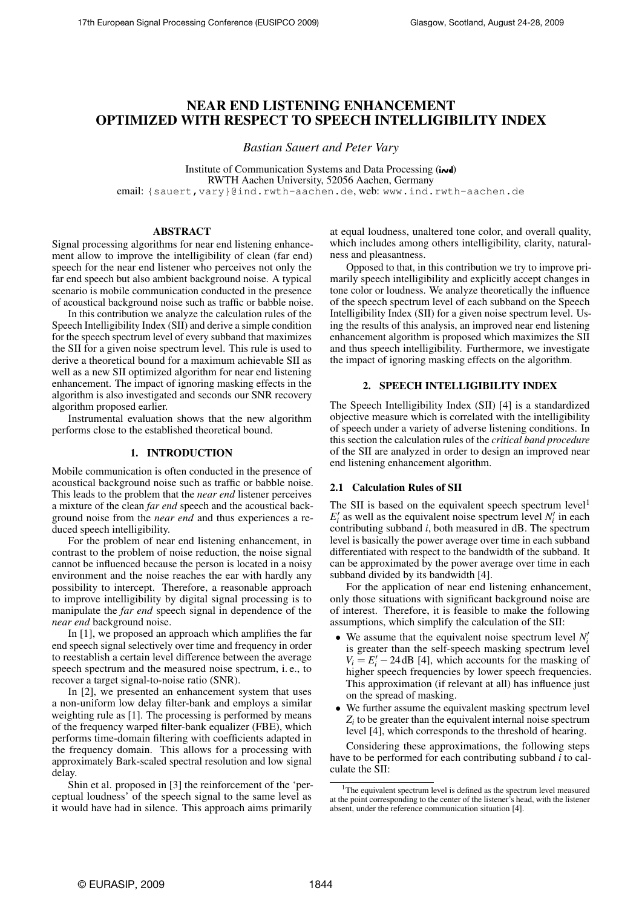# NEAR END LISTENING ENHANCEMENT OPTIMIZED WITH RESPECT TO SPEECH INTELLIGIBILITY INDEX

*Bastian Sauert and Peter Vary*

Institute of Communication Systems and Data Processing (ind)
RWTH Aachen University, 52056 Aachen, Germany
email: {sauert,vary}@ind.rwth-aachen.de, web: www.ind.rwth-aachen.de

## ABSTRACT

Signal processing algorithms for near end listening enhancement allow to improve the intelligibility of clean (far end) speech for the near end listener who perceives not only the far end speech but also ambient background noise. A typical scenario is mobile communication conducted in the presence of acoustical background noise such as traffic or babble noise.

In this contribution we analyze the calculation rules of the Speech Intelligibility Index (SII) and derive a simple condition for the speech spectrum level of every subband that maximizes the SII for a given noise spectrum level. This rule is used to derive a theoretical bound for a maximum achievable SII as well as a new SII optimized algorithm for near end listening enhancement. The impact of ignoring masking effects in the algorithm is also investigated and seconds our SNR recovery algorithm proposed earlier.

Instrumental evaluation shows that the new algorithm performs close to the established theoretical bound.

## 1. INTRODUCTION

Mobile communication is often conducted in the presence of acoustical background noise such as traffic or babble noise. This leads to the problem that the *near end* listener perceives a mixture of the clean *far end* speech and the acoustical background noise from the *near end* and thus experiences a reduced speech intelligibility.

For the problem of near end listening enhancement, in contrast to the problem of noise reduction, the noise signal cannot be influenced because the person is located in a noisy environment and the noise reaches the ear with hardly any possibility to intercept. Therefore, a reasonable approach to improve intelligibility by digital signal processing is to manipulate the *far end* speech signal in dependence of the *near end* background noise.

In [1], we proposed an approach which amplifies the far end speech signal selectively over time and frequency in order to reestablish a certain level difference between the average speech spectrum and the measured noise spectrum, i. e., to recover a target signal-to-noise ratio (SNR).

In [2], we presented an enhancement system that uses a non-uniform low delay filter-bank and employs a similar weighting rule as [1]. The processing is performed by means of the frequency warped filter-bank equalizer (FBE), which performs time-domain filtering with coefficients adapted in the frequency domain. This allows for a processing with approximately Bark-scaled spectral resolution and low signal delay.

Shin et al. proposed in [3] the reinforcement of the 'perceptual loudness' of the speech signal to the same level as it would have had in silence. This approach aims primarily at equal loudness, unaltered tone color, and overall quality, which includes among others intelligibility, clarity, naturalness and pleasantness.

Opposed to that, in this contribution we try to improve primarily speech intelligibility and explicitly accept changes in tone color or loudness. We analyze theoretically the influence of the speech spectrum level of each subband on the Speech Intelligibility Index (SII) for a given noise spectrum level. Using the results of this analysis, an improved near end listening enhancement algorithm is proposed which maximizes the SII and thus speech intelligibility. Furthermore, we investigate the impact of ignoring masking effects on the algorithm.

## 2. SPEECH INTELLIGIBILITY INDEX

The Speech Intelligibility Index (SII) [4] is a standardized objective measure which is correlated with the intelligibility of speech under a variety of adverse listening conditions. In this section the calculation rules of the *critical band procedure* of the SII are analyzed in order to design an improved near end listening enhancement algorithm.

### 2.1 Calculation Rules of SII

The SII is based on the equivalent speech spectrum level[1] $E_i'$ as well as the equivalent noise spectrum level $N_i'$ in each contributing subband $i$, both measured in dB. The spectrum level is basically the power average over time in each subband differentiated with respect to the bandwidth of the subband. It can be approximated by the power average over time in each subband divided by its bandwidth [4].

For the application of near end listening enhancement, only those situations with significant background noise are of interest. Therefore, it is feasible to make the following assumptions, which simplify the calculation of the SII:

- We assume that the equivalent noise spectrum level $N_i'$ is greater than the self-speech masking spectrum level $V_i = E_i' - 24\,\text{dB}$ [4], which accounts for the masking of higher speech frequencies by lower speech frequencies. This approximation (if relevant at all) has influence just on the spread of masking.
- We further assume the equivalent masking spectrum level $Z_i$ to be greater than the equivalent internal noise spectrum level [4], which corresponds to the threshold of hearing.

Considering these approximations, the following steps have to be performed for each contributing subband $i$ to calculate the SII:

[1] The equivalent spectrum level is defined as the spectrum level measured at the point corresponding to the center of the listener's head, with the listener absent, under the reference communication situation [4].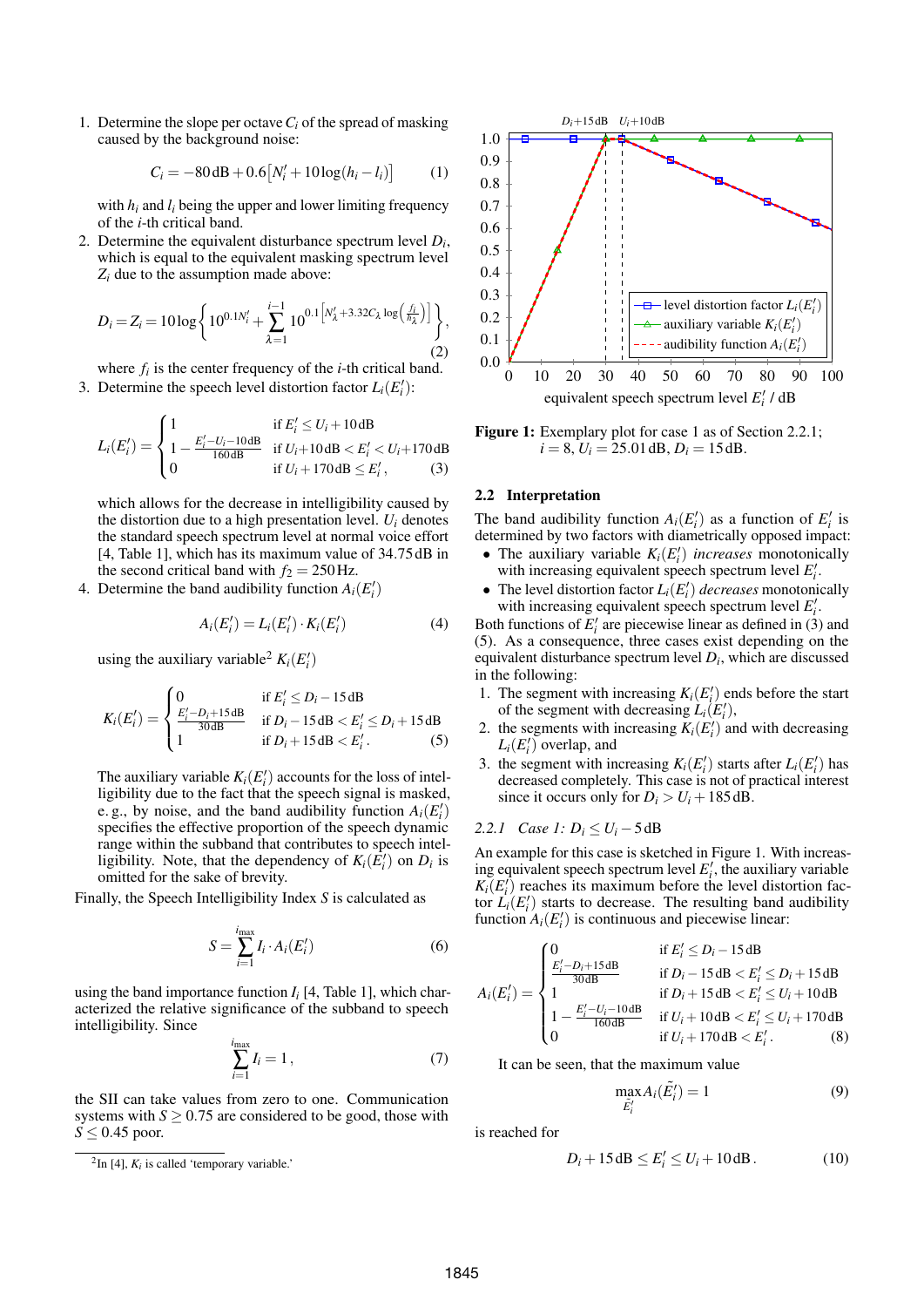1. Determine the slope per octave $C_i$ of the spread of masking caused by the background noise:

$$C_i = -80\,\text{dB} + 0.6\left[N_i' + 10\log(h_i - l_i)\right] \qquad (1)$$

with $h_i$ and $l_i$ being the upper and lower limiting frequency of the $i$-th critical band.

2. Determine the equivalent disturbance spectrum level $D_i$, which is equal to the equivalent masking spectrum level $Z_i$ due to the assumption made above:

$$D_i = Z_i = 10\log\left\{10^{0.1N_i'} + \sum_{\lambda=1}^{i-1} 10^{0.1\left[N_\lambda' + 3.32C_\lambda \log\left(\frac{f_i}{h_\lambda}\right)\right]}\right\}, \qquad (2)$$

where $f_i$ is the center frequency of the $i$-th critical band.

3. Determine the speech level distortion factor $L_i(E_i')$:

$$L_i(E_i') = \begin{cases} 1 & \text{if } E_i' \leq U_i + 10\,\text{dB} \\ 1 - \frac{E_i' - U_i - 10\,\text{dB}}{160\,\text{dB}} & \text{if } U_i + 10\,\text{dB} < E_i' < U_i + 170\,\text{dB} \\ 0 & \text{if } U_i + 170\,\text{dB} \leq E_i', \end{cases} \qquad (3)$$

which allows for the decrease in intelligibility caused by the distortion due to a high presentation level. $U_i$ denotes the standard speech spectrum level at normal voice effort [4, Table 1], which has its maximum value of 34.75 dB in the second critical band with $f_2 = 250\,\text{Hz}$.

4. Determine the band audibility function $A_i(E_i')$

$$A_i(E_i') = L_i(E_i') \cdot K_i(E_i') \qquad (4)$$

using the auxiliary variable[2] $K_i(E_i')$

$$K_i(E_i') = \begin{cases} 0 & \text{if } E_i' \leq D_i - 15\,\text{dB} \\ \frac{E_i' - D_i + 15\,\text{dB}}{30\,\text{dB}} & \text{if } D_i - 15\,\text{dB} < E_i' \leq D_i + 15\,\text{dB} \\ 1 & \text{if } D_i + 15\,\text{dB} < E_i'. \end{cases} \qquad (5)$$

The auxiliary variable $K_i(E_i')$ accounts for the loss of intelligibility due to the fact that the speech signal is masked, e. g., by noise, and the band audibility function $A_i(E_i')$ specifies the effective proportion of the speech dynamic range within the subband that contributes to speech intelligibility. Note, that the dependency of $K_i(E_i')$ on $D_i$ is omitted for the sake of brevity.

Finally, the Speech Intelligibility Index $S$ is calculated as

$$S = \sum_{i=1}^{i_{\max}} I_i \cdot A_i(E_i') \qquad (6)$$

using the band importance function $I_i$ [4, Table 1], which characterized the relative significance of the subband to speech intelligibility. Since

$$\sum_{i=1}^{i_{\max}} I_i = 1, \qquad (7)$$

the SII can take values from zero to one. Communication systems with $S \geq 0.75$ are considered to be good, those with $S \leq 0.45$ poor.

[2] In [4], $K_i$ is called 'temporary variable.'

**Figure 1:** Exemplary plot for case 1 as of Section 2.2.1; $i = 8$, $U_i = 25.01\,\text{dB}$, $D_i = 15\,\text{dB}$.

## 2.2 Interpretation

The band audibility function $A_i(E_i')$ as a function of $E_i'$ is determined by two factors with diametrically opposed impact:

- The auxiliary variable $K_i(E_i')$ *increases* monotonically with increasing equivalent speech spectrum level $E_i'$.
- The level distortion factor $L_i(E_i')$ *decreases* monotonically with increasing equivalent speech spectrum level $E_i'$.

Both functions of $E_i'$ are piecewise linear as defined in (3) and (5). As a consequence, three cases exist depending on the equivalent disturbance spectrum level $D_i$, which are discussed in the following:

1. The segment with increasing $K_i(E_i')$ ends before the start of the segment with decreasing $L_i(E_i')$,
2. the segments with increasing $K_i(E_i')$ and with decreasing $L_i(E_i')$ overlap, and
3. the segment with increasing $K_i(E_i')$ starts after $L_i(E_i')$ has decreased completely. This case is not of practical interest since it occurs only for $D_i > U_i + 185\,\text{dB}$.

### 2.2.1 Case 1: $D_i \leq U_i - 5\,\text{dB}$

An example for this case is sketched in Figure 1. With increasing equivalent speech spectrum level $E_i'$, the auxiliary variable $K_i(E_i')$ reaches its maximum before the level distortion factor $L_i(E_i')$ starts to decrease. The resulting band audibility function $A_i(E_i')$ is continuous and piecewise linear:

$$A_i(E_i') = \begin{cases} 0 & \text{if } E_i' \leq D_i - 15\,\text{dB} \\ \frac{E_i' - D_i + 15\,\text{dB}}{30\,\text{dB}} & \text{if } D_i - 15\,\text{dB} < E_i' \leq D_i + 15\,\text{dB} \\ 1 & \text{if } D_i + 15\,\text{dB} < E_i' \leq U_i + 10\,\text{dB} \\ 1 - \frac{E_i' - U_i - 10\,\text{dB}}{160\,\text{dB}} & \text{if } U_i + 10\,\text{dB} < E_i' \leq U_i + 170\,\text{dB} \\ 0 & \text{if } U_i + 170\,\text{dB} < E_i'. \end{cases} \qquad (8)$$

It can be seen, that the maximum value

$$\max_{\tilde{E}_i'} A_i(\tilde{E}_i') = 1 \qquad (9)$$

is reached for

$$D_i + 15\,\text{dB} \leq E_i' \leq U_i + 10\,\text{dB}. \qquad (10)$$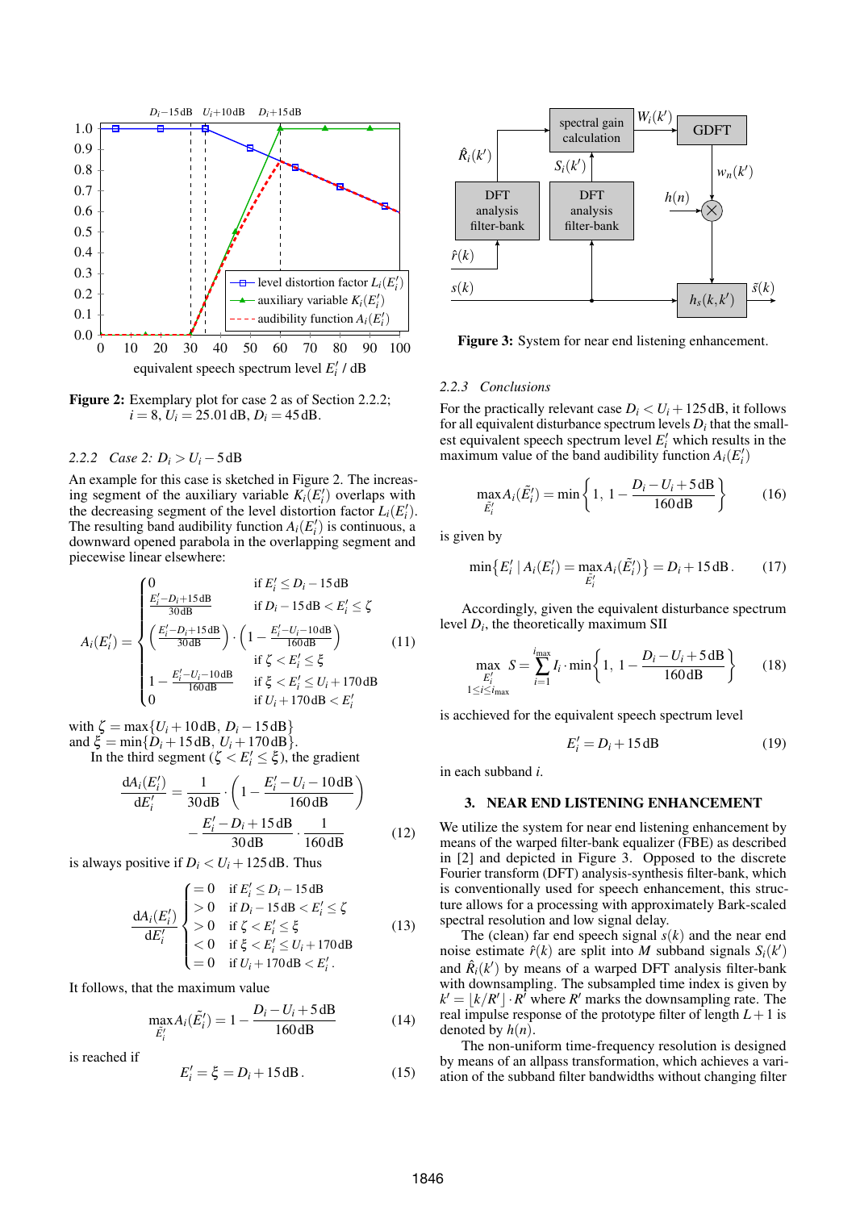Figure 2: Exemplary plot for case 2 as of Section 2.2.2; $i = 8$, $U_i = 25.01\,\text{dB}$, $D_i = 45\,\text{dB}$.

### 2.2.2 Case 2: $D_i > U_i - 5\,\text{dB}$

An example for this case is sketched in Figure 2. The increasing segment of the auxiliary variable $K_i(E_i')$ overlaps with the decreasing segment of the level distortion factor $L_i(E_i')$. The resulting band audibility function $A_i(E_i')$ is continuous, a downward opened parabola in the overlapping segment and piecewise linear elsewhere:

$$A_i(E_i') = \begin{cases} 0 & \text{if } E_i' \le D_i - 15\,\text{dB} \\ \frac{E_i' - D_i + 15\,\text{dB}}{30\,\text{dB}} & \text{if } D_i - 15\,\text{dB} < E_i' \le \zeta \\ \left(\frac{E_i' - D_i + 15\,\text{dB}}{30\,\text{dB}}\right) \cdot \left(1 - \frac{E_i' - U_i - 10\,\text{dB}}{160\,\text{dB}}\right) & \text{if } \zeta < E_i' \le \xi \\ 1 - \frac{E_i' - U_i - 10\,\text{dB}}{160\,\text{dB}} & \text{if } \xi < E_i' \le U_i + 170\,\text{dB} \\ 0 & \text{if } U_i + 170\,\text{dB} < E_i' \end{cases} \tag{11}$$

with $\zeta = \max\{U_i + 10\,\text{dB},\ D_i - 15\,\text{dB}\}$ and $\xi = \min\{D_i + 15\,\text{dB},\ U_i + 170\,\text{dB}\}$.

In the third segment ($\zeta < E_i' \le \xi$), the gradient

$$\frac{\mathrm{d}A_i(E_i')}{\mathrm{d}E_i'} = \frac{1}{30\,\text{dB}} \cdot \left(1 - \frac{E_i' - U_i - 10\,\text{dB}}{160\,\text{dB}}\right) - \frac{E_i' - D_i + 15\,\text{dB}}{30\,\text{dB}} \cdot \frac{1}{160\,\text{dB}} \tag{12}$$

is always positive if $D_i < U_i + 125\,\text{dB}$. Thus

$$\frac{\mathrm{d}A_i(E_i')}{\mathrm{d}E_i'} \begin{cases} = 0 & \text{if } E_i' \le D_i - 15\,\text{dB} \\ > 0 & \text{if } D_i - 15\,\text{dB} < E_i' \le \zeta \\ > 0 & \text{if } \zeta < E_i' \le \xi \\ < 0 & \text{if } \xi < E_i' \le U_i + 170\,\text{dB} \\ = 0 & \text{if } U_i + 170\,\text{dB} < E_i'. \end{cases} \tag{13}$$

It follows, that the maximum value

$$\max_{\tilde{E}_i'} A_i(\tilde{E}_i') = 1 - \frac{D_i - U_i + 5\,\text{dB}}{160\,\text{dB}} \tag{14}$$

is reached if

$$E_i' = \xi = D_i + 15\,\text{dB}. \tag{15}$$

Figure 3: System for near end listening enhancement.

### 2.2.3 Conclusions

For the practically relevant case $D_i < U_i + 125\,\text{dB}$, it follows for all equivalent disturbance spectrum levels $D_i$ that the smallest equivalent speech spectrum level $E_i'$ which results in the maximum value of the band audibility function $A_i(E_i')$

$$\max_{\tilde{E}_i'} A_i(\tilde{E}_i') = \min\left\{1,\ 1 - \frac{D_i - U_i + 5\,\text{dB}}{160\,\text{dB}}\right\} \tag{16}$$

is given by

$$\min\left\{E_i' \mid A_i(E_i') = \max_{\tilde{E}_i'} A_i(\tilde{E}_i')\right\} = D_i + 15\,\text{dB}. \tag{17}$$

Accordingly, given the equivalent disturbance spectrum level $D_i$, the theoretically maximum SII

$$\max_{\substack{E_i' \\ 1 \le i \le i_{\max}}} S = \sum_{i=1}^{i_{\max}} I_i \cdot \min\left\{1,\ 1 - \frac{D_i - U_i + 5\,\text{dB}}{160\,\text{dB}}\right\} \tag{18}$$

is acchieved for the equivalent speech spectrum level

$$E_i' = D_i + 15\,\text{dB} \tag{19}$$

in each subband $i$.

## 3. NEAR END LISTENING ENHANCEMENT

We utilize the system for near end listening enhancement by means of the warped filter-bank equalizer (FBE) as described in [2] and depicted in Figure 3. Opposed to the discrete Fourier transform (DFT) analysis-synthesis filter-bank, which is conventionally used for speech enhancement, this structure allows for a processing with approximately Bark-scaled spectral resolution and low signal delay.

The (clean) far end speech signal $s(k)$ and the near end noise estimate $\hat{r}(k)$ are split into $M$ subband signals $S_i(k')$ and $\hat{R}_i(k')$ by means of a warped DFT analysis filter-bank with downsampling. The subsampled time index is given by $k' = \lfloor k/R' \rfloor \cdot R'$ where $R'$ marks the downsampling rate. The real impulse response of the prototype filter of length $L+1$ is denoted by $h(n)$.

The non-uniform time-frequency resolution is designed by means of an allpass transformation, which achieves a variation of the subband filter bandwidths without changing filter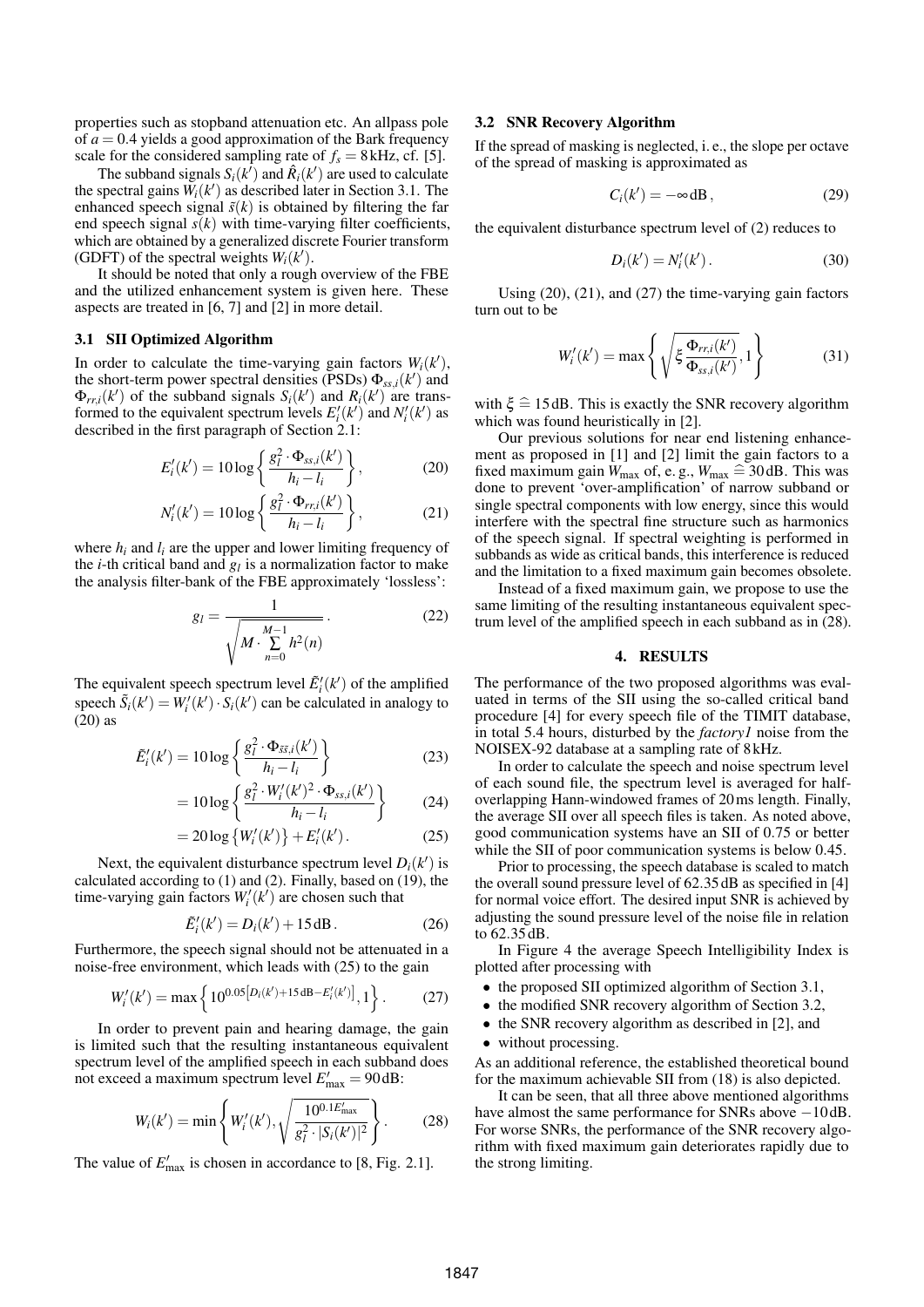properties such as stopband attenuation etc. An allpass pole of $a = 0.4$ yields a good approximation of the Bark frequency scale for the considered sampling rate of $f_s = 8\,\text{kHz}$, cf. [5].

The subband signals $S_i(k')$ and $\hat{R}_i(k')$ are used to calculate the spectral gains $W_i(k')$ as described later in Section 3.1. The enhanced speech signal $\tilde{s}(k)$ is obtained by filtering the far end speech signal $s(k)$ with time-varying filter coefficients, which are obtained by a generalized discrete Fourier transform (GDFT) of the spectral weights $W_i(k')$.

It should be noted that only a rough overview of the FBE and the utilized enhancement system is given here. These aspects are treated in [6, 7] and [2] in more detail.

### 3.1 SII Optimized Algorithm

In order to calculate the time-varying gain factors $W_i(k')$, the short-term power spectral densities (PSDs) $\Phi_{ss,i}(k')$ and $\Phi_{rr,i}(k')$ of the subband signals $S_i(k')$ and $R_i(k')$ are transformed to the equivalent spectrum levels $E'_i(k')$ and $N'_i(k')$ as described in the first paragraph of Section 2.1:

$$E'_i(k') = 10\log\left\{\frac{g_l^2 \cdot \Phi_{ss,i}(k')}{h_i - l_i}\right\}, \tag{20}$$

$$N'_i(k') = 10\log\left\{\frac{g_l^2 \cdot \Phi_{rr,i}(k')}{h_i - l_i}\right\}, \tag{21}$$

where $h_i$ and $l_i$ are the upper and lower limiting frequency of the $i$-th critical band and $g_l$ is a normalization factor to make the analysis filter-bank of the FBE approximately 'lossless':

$$g_l = \frac{1}{\sqrt{M \cdot \sum_{n=0}^{M-1} h^2(n)}}. \tag{22}$$

The equivalent speech spectrum level $\tilde{E}'_i(k')$ of the amplified speech $\tilde{S}_i(k') = W'_i(k') \cdot S_i(k')$ can be calculated in analogy to (20) as

$$\tilde{E}'_i(k') = 10\log\left\{\frac{g_l^2 \cdot \Phi_{\tilde{s}\tilde{s},i}(k')}{h_i - l_i}\right\} \tag{23}$$

$$= 10\log\left\{\frac{g_l^2 \cdot W'_i(k')^2 \cdot \Phi_{ss,i}(k')}{h_i - l_i}\right\} \tag{24}$$

$$= 20\log\left\{W'_i(k')\right\} + E'_i(k'). \tag{25}$$

Next, the equivalent disturbance spectrum level $D_i(k')$ is calculated according to (1) and (2). Finally, based on (19), the time-varying gain factors $W'_i(k')$ are chosen such that

$$\tilde{E}'_i(k') = D_i(k') + 15\,\text{dB}. \tag{26}$$

Furthermore, the speech signal should not be attenuated in a noise-free environment, which leads with (25) to the gain

$$W'_i(k') = \max\left\{10^{0.05\left[D_i(k') + 15\,\text{dB} - E'_i(k')\right]}, 1\right\}. \tag{27}$$

In order to prevent pain and hearing damage, the gain is limited such that the resulting instantaneous equivalent spectrum level of the amplified speech in each subband does not exceed a maximum spectrum level $E'_{\max} = 90\,\text{dB}$:

$$W_i(k') = \min\left\{W'_i(k'), \sqrt{\frac{10^{0.1 E'_{\max}}}{g_l^2 \cdot |S_i(k')|^2}}\right\}. \tag{28}$$

The value of $E'_{\max}$ is chosen in accordance to [8, Fig. 2.1].

### 3.2 SNR Recovery Algorithm

If the spread of masking is neglected, i. e., the slope per octave of the spread of masking is approximated as

$$C_i(k') = -\infty\,\text{dB}, \tag{29}$$

the equivalent disturbance spectrum level of (2) reduces to

$$D_i(k') = N'_i(k'). \tag{30}$$

Using (20), (21), and (27) the time-varying gain factors turn out to be

$$W'_i(k') = \max\left\{\sqrt{\xi \frac{\Phi_{rr,i}(k')}{\Phi_{ss,i}(k')}}, 1\right\} \tag{31}$$

with $\xi \mathrel{\widehat{=}} 15\,\text{dB}$. This is exactly the SNR recovery algorithm which was found heuristically in [2].

Our previous solutions for near end listening enhancement as proposed in [1] and [2] limit the gain factors to a fixed maximum gain $W_{\max}$ of, e. g., $W_{\max} \mathrel{\widehat{=}} 30\,\text{dB}$. This was done to prevent 'over-amplification' of narrow subband or single spectral components with low energy, since this would interfere with the spectral fine structure such as harmonics of the speech signal. If spectral weighting is performed in subbands as wide as critical bands, this interference is reduced and the limitation to a fixed maximum gain becomes obsolete.

Instead of a fixed maximum gain, we propose to use the same limiting of the resulting instantaneous equivalent spectrum level of the amplified speech in each subband as in (28).

## 4. RESULTS

The performance of the two proposed algorithms was evaluated in terms of the SII using the so-called critical band procedure [4] for every speech file of the TIMIT database, in total 5.4 hours, disturbed by the *factory1* noise from the NOISEX-92 database at a sampling rate of 8 kHz.

In order to calculate the speech and noise spectrum level of each sound file, the spectrum level is averaged for half-overlapping Hann-windowed frames of 20 ms length. Finally, the average SII over all speech files is taken. As noted above, good communication systems have an SII of 0.75 or better while the SII of poor communication systems is below 0.45.

Prior to processing, the speech database is scaled to match the overall sound pressure level of 62.35 dB as specified in [4] for normal voice effort. The desired input SNR is achieved by adjusting the sound pressure level of the noise file in relation to 62.35 dB.

In Figure 4 the average Speech Intelligibility Index is plotted after processing with

- the proposed SII optimized algorithm of Section 3.1,
- the modified SNR recovery algorithm of Section 3.2,
- the SNR recovery algorithm as described in [2], and
- without processing.

As an additional reference, the established theoretical bound for the maximum achievable SII from (18) is also depicted.

It can be seen, that all three above mentioned algorithms have almost the same performance for SNRs above $-10\,\text{dB}$. For worse SNRs, the performance of the SNR recovery algorithm with fixed maximum gain deteriorates rapidly due to the strong limiting.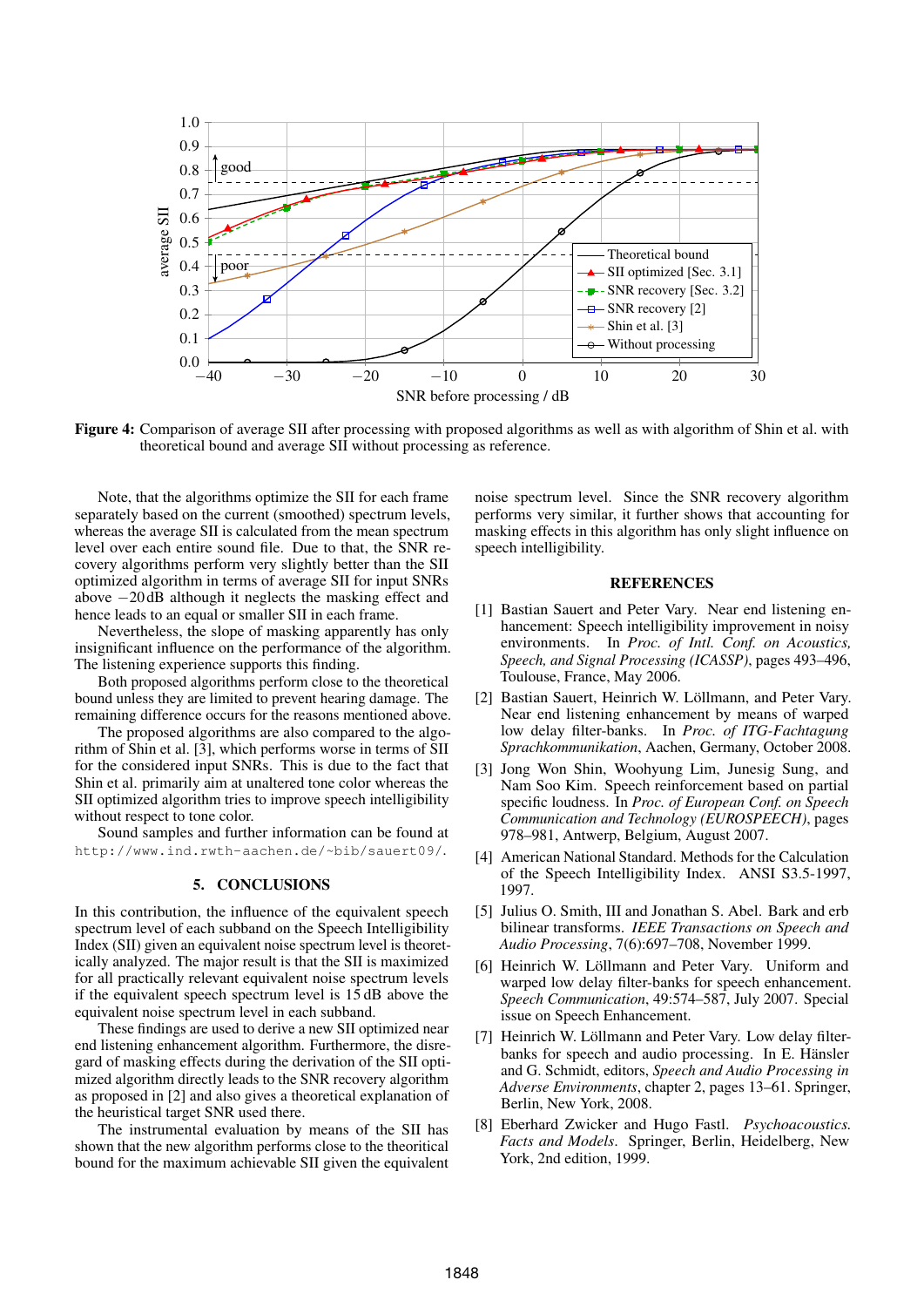1.0
0.9
0.8
0.7
0.6
0.5
0.4
0.3
0.2
0.1
0.0

average SII

good

poor

−40 −30 −20 −10 0 10 20 30

SNR before processing / dB

Theoretical bound
SII optimized [Sec. 3.1]
SNR recovery [Sec. 3.2]
SNR recovery [2]
Shin et al. [3]
Without processing

**Figure 4:** Comparison of average SII after processing with proposed algorithms as well as with algorithm of Shin et al. with theoretical bound and average SII without processing as reference.

Note, that the algorithms optimize the SII for each frame separately based on the current (smoothed) spectrum levels, whereas the average SII is calculated from the mean spectrum level over each entire sound file. Due to that, the SNR recovery algorithms perform very slightly better than the SII optimized algorithm in terms of average SII for input SNRs above −20 dB although it neglects the masking effect and hence leads to an equal or smaller SII in each frame.

Nevertheless, the slope of masking apparently has only insignificant influence on the performance of the algorithm. The listening experience supports this finding.

Both proposed algorithms perform close to the theoretical bound unless they are limited to prevent hearing damage. The remaining difference occurs for the reasons mentioned above.

The proposed algorithms are also compared to the algorithm of Shin et al. [3], which performs worse in terms of SII for the considered input SNRs. This is due to the fact that Shin et al. primarily aim at unaltered tone color whereas the SII optimized algorithm tries to improve speech intelligibility without respect to tone color.

Sound samples and further information can be found at `http://www.ind.rwth-aachen.de/~bib/sauert09/`.

## 5. CONCLUSIONS

In this contribution, the influence of the equivalent speech spectrum level of each subband on the Speech Intelligibility Index (SII) given an equivalent noise spectrum level is theoretically analyzed. The major result is that the SII is maximized for all practically relevant equivalent noise spectrum levels if the equivalent speech spectrum level is 15 dB above the equivalent noise spectrum level in each subband.

These findings are used to derive a new SII optimized near end listening enhancement algorithm. Furthermore, the disregard of masking effects during the derivation of the SII optimized algorithm directly leads to the SNR recovery algorithm as proposed in [2] and also gives a theoretical explanation of the heuristical target SNR used there.

The instrumental evaluation by means of the SII has shown that the new algorithm performs close to the theoritical bound for the maximum achievable SII given the equivalent noise spectrum level. Since the SNR recovery algorithm performs very similar, it further shows that accounting for masking effects in this algorithm has only slight influence on speech intelligibility.

## REFERENCES

[1] Bastian Sauert and Peter Vary. Near end listening enhancement: Speech intelligibility improvement in noisy environments. In *Proc. of Intl. Conf. on Acoustics, Speech, and Signal Processing (ICASSP)*, pages 493–496, Toulouse, France, May 2006.

[2] Bastian Sauert, Heinrich W. Löllmann, and Peter Vary. Near end listening enhancement by means of warped low delay filter-banks. In *Proc. of ITG-Fachtagung Sprachkommunikation*, Aachen, Germany, October 2008.

[3] Jong Won Shin, Woohyung Lim, Junesig Sung, and Nam Soo Kim. Speech reinforcement based on partial specific loudness. In *Proc. of European Conf. on Speech Communication and Technology (EUROSPEECH)*, pages 978–981, Antwerp, Belgium, August 2007.

[4] American National Standard. Methods for the Calculation of the Speech Intelligibility Index. ANSI S3.5-1997, 1997.

[5] Julius O. Smith, III and Jonathan S. Abel. Bark and erb bilinear transforms. *IEEE Transactions on Speech and Audio Processing*, 7(6):697–708, November 1999.

[6] Heinrich W. Löllmann and Peter Vary. Uniform and warped low delay filter-banks for speech enhancement. *Speech Communication*, 49:574–587, July 2007. Special issue on Speech Enhancement.

[7] Heinrich W. Löllmann and Peter Vary. Low delay filter-banks for speech and audio processing. In E. Hänsler and G. Schmidt, editors, *Speech and Audio Processing in Adverse Environments*, chapter 2, pages 13–61. Springer, Berlin, New York, 2008.

[8] Eberhard Zwicker and Hugo Fastl. *Psychoacoustics. Facts and Models*. Springer, Berlin, Heidelberg, New York, 2nd edition, 1999.